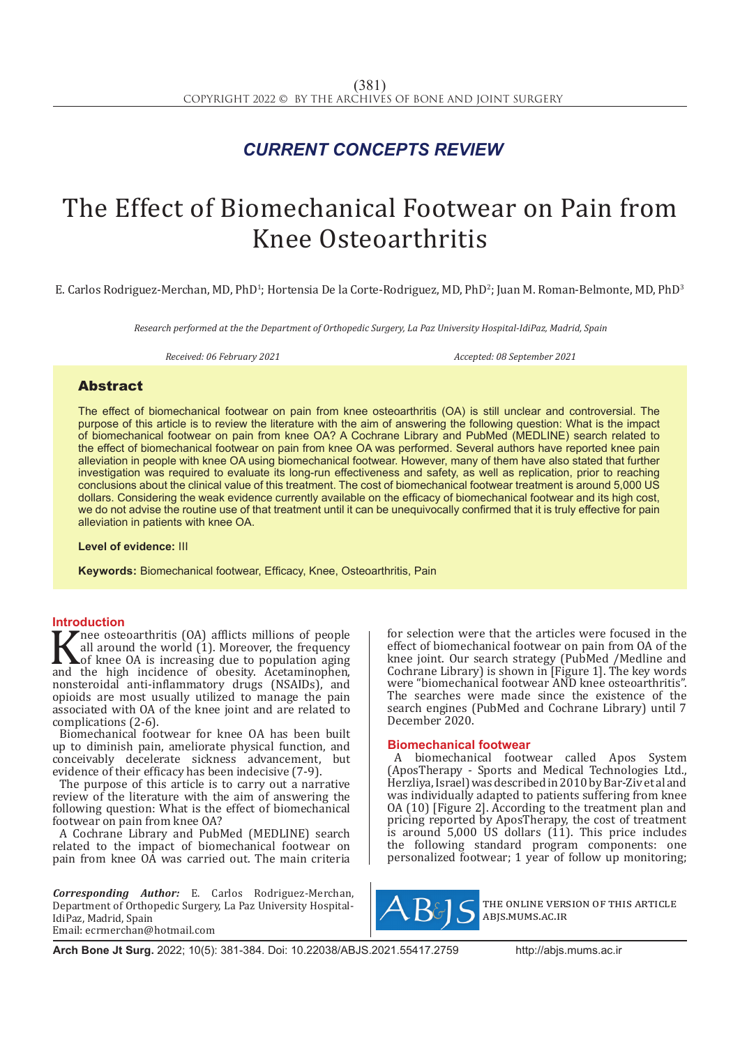*CURRENT CONCEPTS REVIEW*

# The Effect of Biomechanical Footwear on Pain from Knee Osteoarthritis

E. Carlos Rodriguez-Merchan, MD, PhD[1]; Hortensia De la Corte-Rodriguez, MD, PhD[2]; Juan M. Roman-Belmonte, MD, PhD[3]

*Research performed at the the Department of Orthopedic Surgery, La Paz University Hospital-IdiPaz, Madrid, Spain*

*Received: 06 February 2021* *Accepted: 08 September 2021*

## Abstract

The effect of biomechanical footwear on pain from knee osteoarthritis (OA) is still unclear and controversial. The purpose of this article is to review the literature with the aim of answering the following question: What is the impact of biomechanical footwear on pain from knee OA? A Cochrane Library and PubMed (MEDLINE) search related to the effect of biomechanical footwear on pain from knee OA was performed. Several authors have reported knee pain alleviation in people with knee OA using biomechanical footwear. However, many of them have also stated that further investigation was required to evaluate its long-run effectiveness and safety, as well as replication, prior to reaching conclusions about the clinical value of this treatment. The cost of biomechanical footwear treatment is around 5,000 US dollars. Considering the weak evidence currently available on the efficacy of biomechanical footwear and its high cost, we do not advise the routine use of that treatment until it can be unequivocally confirmed that it is truly effective for pain alleviation in patients with knee OA.

**Level of evidence:** III

**Keywords:** Biomechanical footwear, Efficacy, Knee, Osteoarthritis, Pain

## Introduction

Knee osteoarthritis (OA) afflicts millions of people all around the world (1). Moreover, the frequency of knee OA is increasing due to population aging and the high incidence of obesity. Acetaminophen, nonsteroidal anti-inflammatory drugs (NSAIDs), and opioids are most usually utilized to manage the pain associated with OA of the knee joint and are related to complications (2-6).

Biomechanical footwear for knee OA has been built up to diminish pain, ameliorate physical function, and conceivably decelerate sickness advancement, but evidence of their efficacy has been indecisive (7-9).

The purpose of this article is to carry out a narrative review of the literature with the aim of answering the following question: What is the effect of biomechanical footwear on pain from knee OA?

A Cochrane Library and PubMed (MEDLINE) search related to the impact of biomechanical footwear on pain from knee OA was carried out. The main criteria for selection were that the articles were focused in the effect of biomechanical footwear on pain from OA of the knee joint. Our search strategy (PubMed /Medline and Cochrane Library) is shown in [Figure 1]. The key words were "biomechanical footwear AND knee osteoarthritis". The searches were made since the existence of the search engines (PubMed and Cochrane Library) until 7 December 2020.

## Biomechanical footwear

A biomechanical footwear called Apos System (AposTherapy - Sports and Medical Technologies Ltd., Herzliya, Israel) was described in 2010 by Bar-Ziv et al and was individually adapted to patients suffering from knee OA (10) [Figure 2]. According to the treatment plan and pricing reported by AposTherapy, the cost of treatment is around 5,000 US dollars (11). This price includes the following standard program components: one personalized footwear; 1 year of follow up monitoring;

***Corresponding Author:*** E. Carlos Rodriguez-Merchan, Department of Orthopedic Surgery, La Paz University Hospital-IdiPaz, Madrid, Spain
Email: ecrmerchan@hotmail.com

THE ONLINE VERSION OF THIS ARTICLE ABJS.MUMS.AC.IR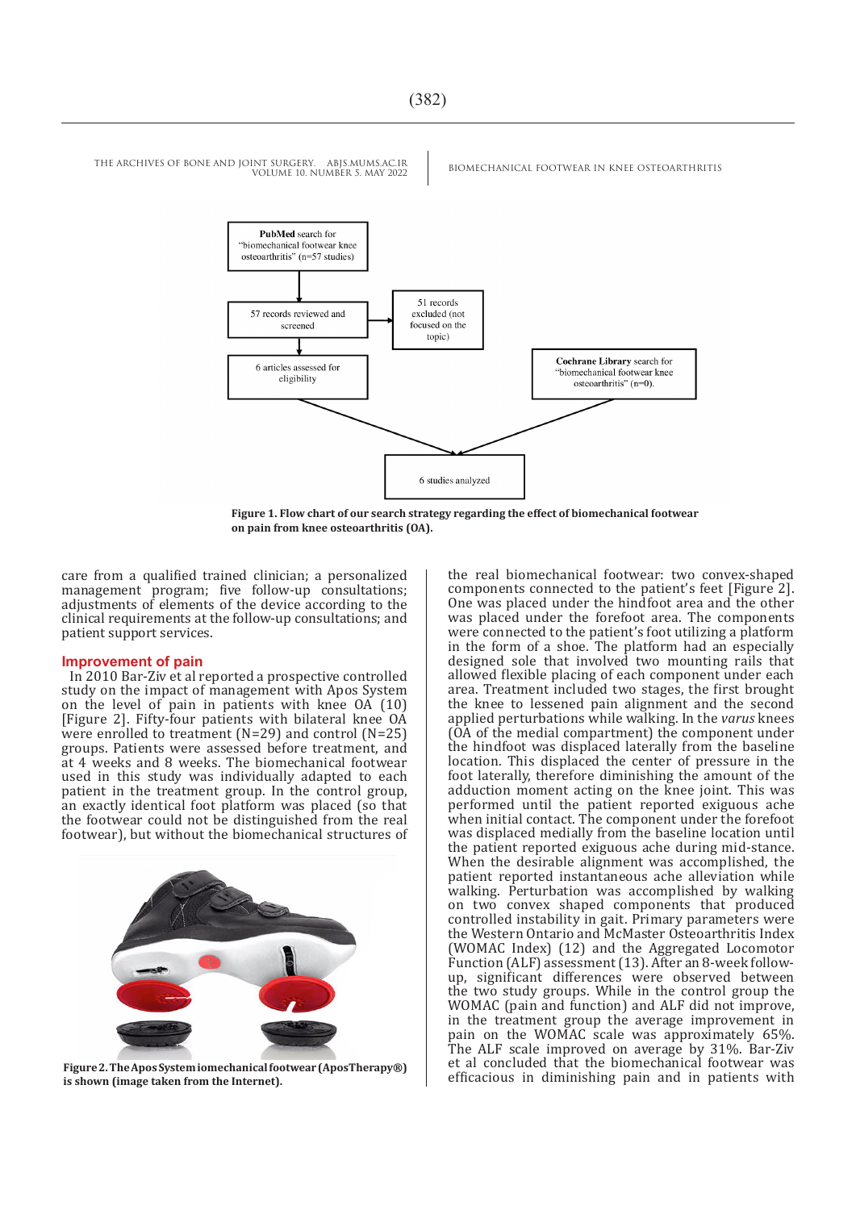PubMed search for "biomechanical footwear knee osteoarthritis" (n=57 studies)

57 records reviewed and screened

51 records excluded (not focused on the topic)

6 articles assessed for eligibility

Cochrane Library search for "biomechanical footwear knee osteoarthritis" (n=0).

6 studies analyzed

**Figure 1. Flow chart of our search strategy regarding the effect of biomechanical footwear on pain from knee osteoarthritis (OA).**

care from a qualified trained clinician; a personalized management program; five follow-up consultations; adjustments of elements of the device according to the clinical requirements at the follow-up consultations; and patient support services.

## Improvement of pain

In 2010 Bar-Ziv et al reported a prospective controlled study on the impact of management with Apos System on the level of pain in patients with knee OA (10) [Figure 2]. Fifty-four patients with bilateral knee OA were enrolled to treatment (N=29) and control (N=25) groups. Patients were assessed before treatment, and at 4 weeks and 8 weeks. The biomechanical footwear used in this study was individually adapted to each patient in the treatment group. In the control group, an exactly identical foot platform was placed (so that the footwear could not be distinguished from the real footwear), but without the biomechanical structures of the real biomechanical footwear: two convex-shaped components connected to the patient's feet [Figure 2]. One was placed under the hindfoot area and the other was placed under the forefoot area. The components were connected to the patient's foot utilizing a platform in the form of a shoe. The platform had an especially designed sole that involved two mounting rails that allowed flexible placing of each component under each area. Treatment included two stages, the first brought the knee to lessened pain alignment and the second applied perturbations while walking. In the *varus* knees (OA of the medial compartment) the component under the hindfoot was displaced laterally from the baseline location. This displaced the center of pressure in the foot laterally, therefore diminishing the amount of the adduction moment acting on the knee joint. This was performed until the patient reported exiguous ache when initial contact. The component under the forefoot was displaced medially from the baseline location until the patient reported exiguous ache during mid-stance. When the desirable alignment was accomplished, the patient reported instantaneous ache alleviation while walking. Perturbation was accomplished by walking on two convex shaped components that produced controlled instability in gait. Primary parameters were the Western Ontario and McMaster Osteoarthritis Index (WOMAC Index) (12) and the Aggregated Locomotor Function (ALF) assessment (13). After an 8-week follow-up, significant differences were observed between the two study groups. While in the control group the WOMAC (pain and function) and ALF did not improve, in the treatment group the average improvement in pain on the WOMAC scale was approximately 65%. The ALF scale improved on average by 31%. Bar-Ziv et al concluded that the biomechanical footwear was efficacious in diminishing pain and in patients with

**Figure 2. The Apos System iomechanical footwear (AposTherapy®) is shown (image taken from the Internet).**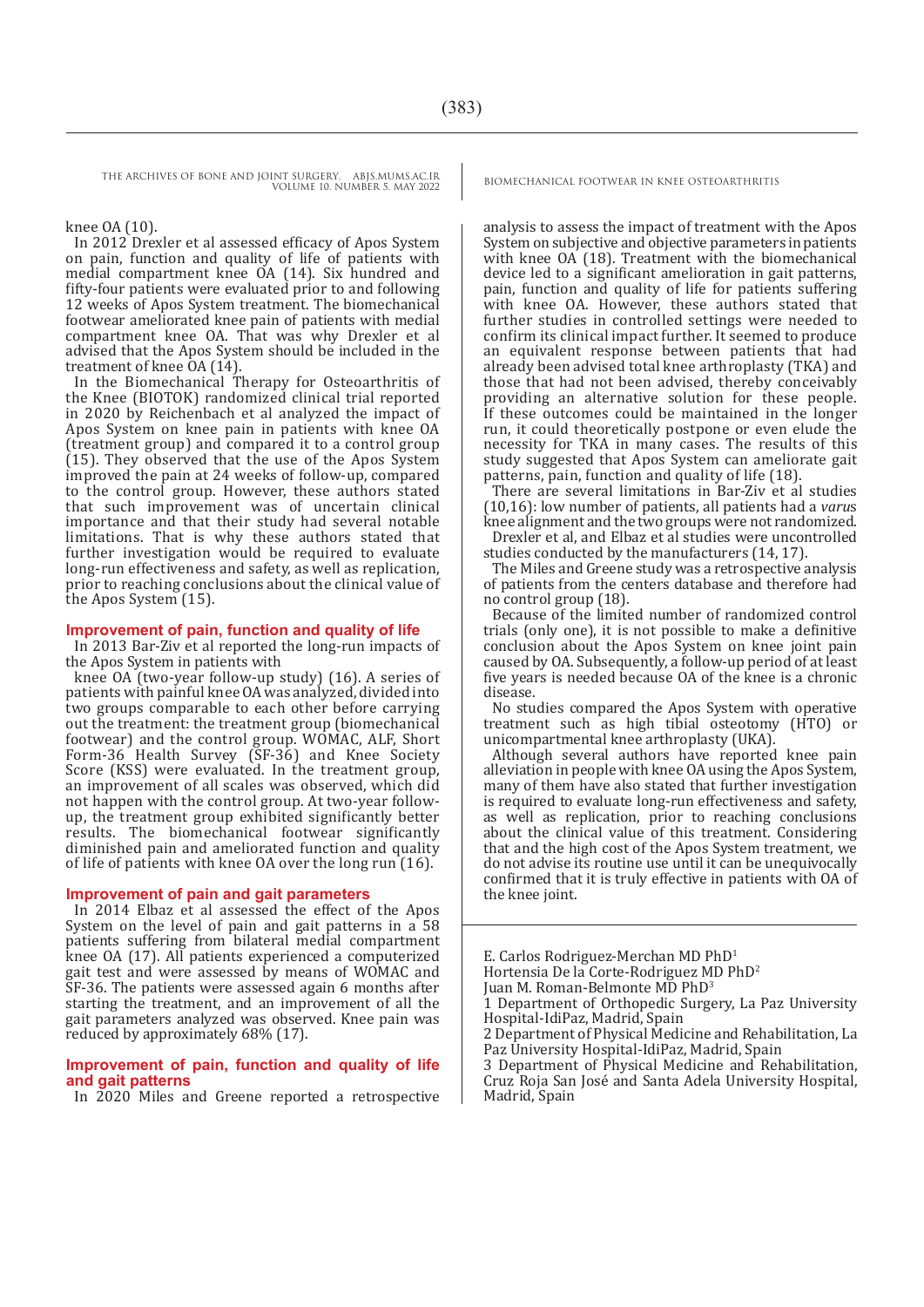knee OA (10).

In 2012 Drexler et al assessed efficacy of Apos System on pain, function and quality of life of patients with medial compartment knee OA (14). Six hundred and fifty-four patients were evaluated prior to and following 12 weeks of Apos System treatment. The biomechanical footwear ameliorated knee pain of patients with medial compartment knee OA. That was why Drexler et al advised that the Apos System should be included in the treatment of knee OA (14).

In the Biomechanical Therapy for Osteoarthritis of the Knee (BIOTOK) randomized clinical trial reported in 2020 by Reichenbach et al analyzed the impact of Apos System on knee pain in patients with knee OA (treatment group) and compared it to a control group (15). They observed that the use of the Apos System improved the pain at 24 weeks of follow-up, compared to the control group. However, these authors stated that such improvement was of uncertain clinical importance and that their study had several notable limitations. That is why these authors stated that further investigation would be required to evaluate long-run effectiveness and safety, as well as replication, prior to reaching conclusions about the clinical value of the Apos System (15).

### Improvement of pain, function and quality of life

In 2013 Bar-Ziv et al reported the long-run impacts of the Apos System in patients with

knee OA (two-year follow-up study) (16). A series of patients with painful knee OA was analyzed, divided into two groups comparable to each other before carrying out the treatment: the treatment group (biomechanical footwear) and the control group. WOMAC, ALF, Short Form-36 Health Survey (SF-36) and Knee Society Score (KSS) were evaluated. In the treatment group, an improvement of all scales was observed, which did not happen with the control group. At two-year follow-up, the treatment group exhibited significantly better results. The biomechanical footwear significantly diminished pain and ameliorated function and quality of life of patients with knee OA over the long run (16).

### Improvement of pain and gait parameters

In 2014 Elbaz et al assessed the effect of the Apos System on the level of pain and gait patterns in a 58 patients suffering from bilateral medial compartment knee OA (17). All patients experienced a computerized gait test and were assessed by means of WOMAC and SF-36. The patients were assessed again 6 months after starting the treatment, and an improvement of all the gait parameters analyzed was observed. Knee pain was reduced by approximately 68% (17).

### Improvement of pain, function and quality of life and gait patterns

In 2020 Miles and Greene reported a retrospective analysis to assess the impact of treatment with the Apos System on subjective and objective parameters in patients with knee OA (18). Treatment with the biomechanical device led to a significant amelioration in gait patterns, pain, function and quality of life for patients suffering with knee OA. However, these authors stated that further studies in controlled settings were needed to confirm its clinical impact further. It seemed to produce an equivalent response between patients that had already been advised total knee arthroplasty (TKA) and those that had not been advised, thereby conceivably providing an alternative solution for these people. If these outcomes could be maintained in the longer run, it could theoretically postpone or even elude the necessity for TKA in many cases. The results of this study suggested that Apos System can ameliorate gait patterns, pain, function and quality of life (18).

There are several limitations in Bar-Ziv et al studies (10,16): low number of patients, all patients had a *varus* knee alignment and the two groups were not randomized.

Drexler et al, and Elbaz et al studies were uncontrolled studies conducted by the manufacturers (14, 17).

The Miles and Greene study was a retrospective analysis of patients from the centers database and therefore had no control group (18).

Because of the limited number of randomized control trials (only one), it is not possible to make a definitive conclusion about the Apos System on knee joint pain caused by OA. Subsequently, a follow-up period of at least five years is needed because OA of the knee is a chronic disease.

No studies compared the Apos System with operative treatment such as high tibial osteotomy (HTO) or unicompartmental knee arthroplasty (UKA).

Although several authors have reported knee pain alleviation in people with knee OA using the Apos System, many of them have also stated that further investigation is required to evaluate long-run effectiveness and safety, as well as replication, prior to reaching conclusions about the clinical value of this treatment. Considering that and the high cost of the Apos System treatment, we do not advise its routine use until it can be unequivocally confirmed that it is truly effective in patients with OA of the knee joint.

---

E. Carlos Rodriguez-Merchan MD PhD[1]

Hortensia De la Corte-Rodriguez MD PhD[2]

Juan M. Roman-Belmonte MD PhD[3]

1 Department of Orthopedic Surgery, La Paz University Hospital-IdiPaz, Madrid, Spain

2 Department of Physical Medicine and Rehabilitation, La Paz University Hospital-IdiPaz, Madrid, Spain

3 Department of Physical Medicine and Rehabilitation, Cruz Roja San José and Santa Adela University Hospital, Madrid, Spain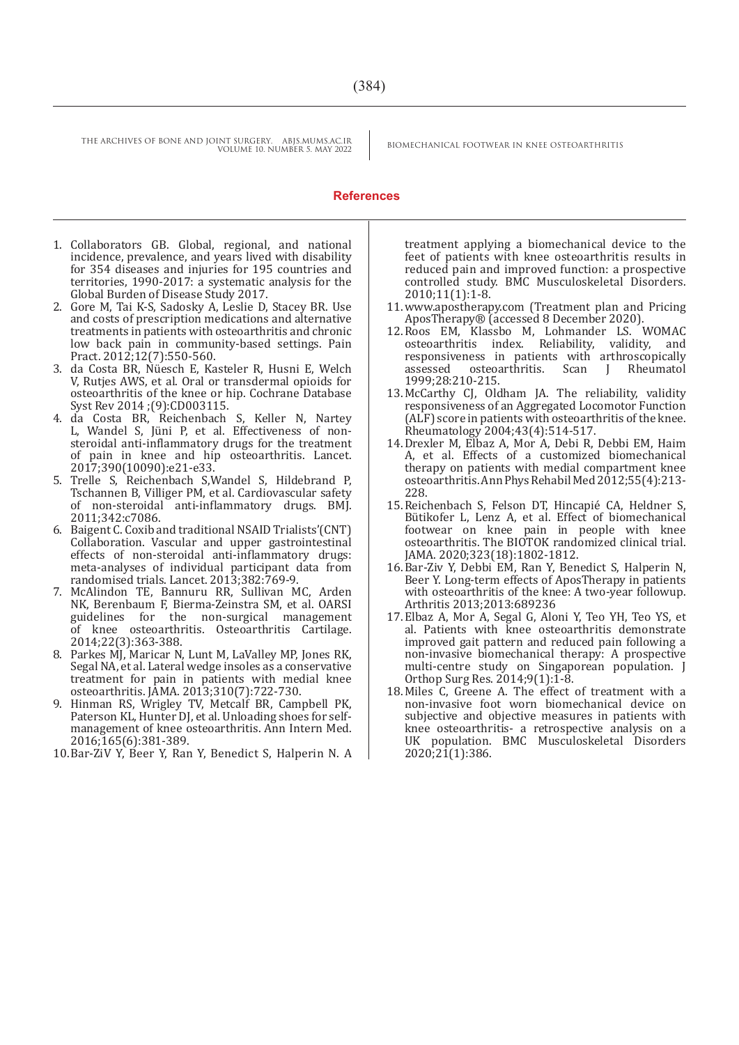## References

1. Collaborators GB. Global, regional, and national incidence, prevalence, and years lived with disability for 354 diseases and injuries for 195 countries and territories, 1990-2017: a systematic analysis for the Global Burden of Disease Study 2017.
2. Gore M, Tai K-S, Sadosky A, Leslie D, Stacey BR. Use and costs of prescription medications and alternative treatments in patients with osteoarthritis and chronic low back pain in community-based settings. Pain Pract. 2012;12(7):550-560.
3. da Costa BR, Nüesch E, Kasteler R, Husni E, Welch V, Rutjes AWS, et al. Oral or transdermal opioids for osteoarthritis of the knee or hip. Cochrane Database Syst Rev 2014 ;(9):CD003115.
4. da Costa BR, Reichenbach S, Keller N, Nartey L, Wandel S, Jüni P, et al. Effectiveness of non-steroidal anti-inflammatory drugs for the treatment of pain in knee and hip osteoarthritis. Lancet. 2017;390(10090):e21-e33.
5. Trelle S, Reichenbach S,Wandel S, Hildebrand P, Tschannen B, Villiger PM, et al. Cardiovascular safety of non-steroidal anti-inflammatory drugs. BMJ. 2011;342:c7086.
6. Baigent C. Coxib and traditional NSAID Trialists'(CNT) Collaboration. Vascular and upper gastrointestinal effects of non-steroidal anti-inflammatory drugs: meta-analyses of individual participant data from randomised trials. Lancet. 2013;382:769-9.
7. McAlindon TE, Bannuru RR, Sullivan MC, Arden NK, Berenbaum F, Bierma-Zeinstra SM, et al. OARSI guidelines for the non-surgical management of knee osteoarthritis. Osteoarthritis Cartilage. 2014;22(3):363-388.
8. Parkes MJ, Maricar N, Lunt M, LaValley MP, Jones RK, Segal NA, et al. Lateral wedge insoles as a conservative treatment for pain in patients with medial knee osteoarthritis. JAMA. 2013;310(7):722-730.
9. Hinman RS, Wrigley TV, Metcalf BR, Campbell PK, Paterson KL, Hunter DJ, et al. Unloading shoes for self-management of knee osteoarthritis. Ann Intern Med. 2016;165(6):381-389.
10. Bar-ZiV Y, Beer Y, Ran Y, Benedict S, Halperin N. A treatment applying a biomechanical device to the feet of patients with knee osteoarthritis results in reduced pain and improved function: a prospective controlled study. BMC Musculoskeletal Disorders. 2010;11(1):1-8.
11. www.apostherapy.com (Treatment plan and Pricing AposTherapy® (accessed 8 December 2020).
12. Roos EM, Klassbo M, Lohmander LS. WOMAC osteoarthritis index. Reliability, validity, and responsiveness in patients with arthroscopically assessed osteoarthritis. Scan J Rheumatol 1999;28:210-215.
13. McCarthy CJ, Oldham JA. The reliability, validity responsiveness of an Aggregated Locomotor Function (ALF) score in patients with osteoarthritis of the knee. Rheumatology 2004;43(4):514-517.
14. Drexler M, Elbaz A, Mor A, Debi R, Debbi EM, Haim A, et al. Effects of a customized biomechanical therapy on patients with medial compartment knee osteoarthritis. Ann Phys Rehabil Med 2012;55(4):213-228.
15. Reichenbach S, Felson DT, Hincapié CA, Heldner S, Bütikofer L, Lenz A, et al. Effect of biomechanical footwear on knee pain in people with knee osteoarthritis. The BIOTOK randomized clinical trial. JAMA. 2020;323(18):1802-1812.
16. Bar-Ziv Y, Debbi EM, Ran Y, Benedict S, Halperin N, Beer Y. Long-term effects of AposTherapy in patients with osteoarthritis of the knee: A two-year followup. Arthritis 2013;2013:689236
17. Elbaz A, Mor A, Segal G, Aloni Y, Teo YH, Teo YS, et al. Patients with knee osteoarthritis demonstrate improved gait pattern and reduced pain following a non-invasive biomechanical therapy: A prospective multi-centre study on Singaporean population. J Orthop Surg Res. 2014;9(1):1-8.
18. Miles C, Greene A. The effect of treatment with a non-invasive foot worn biomechanical device on subjective and objective measures in patients with knee osteoarthritis- a retrospective analysis on a UK population. BMC Musculoskeletal Disorders 2020;21(1):386.